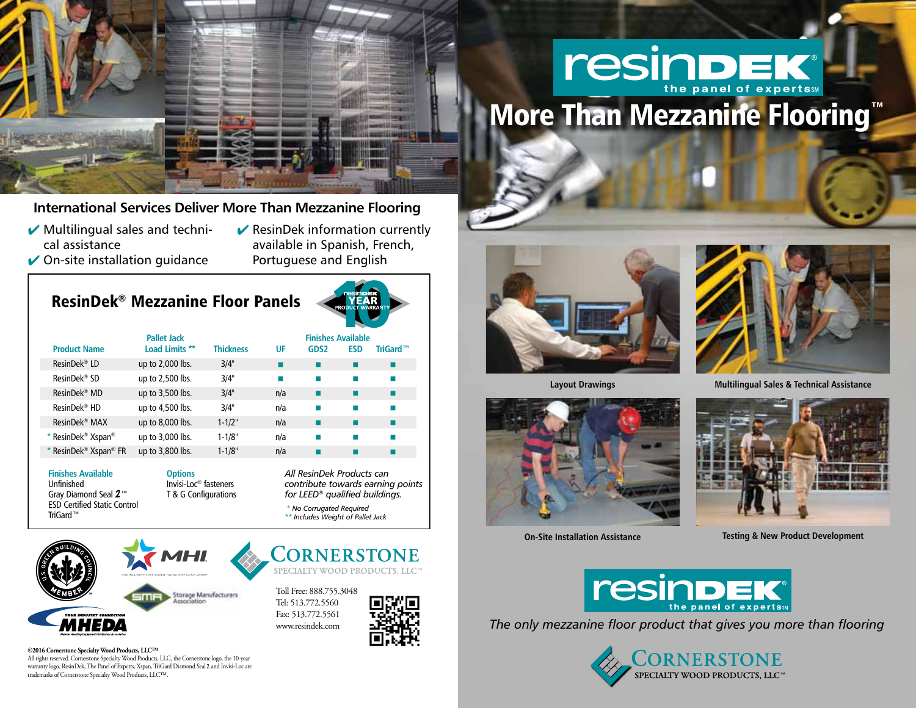## International Services Deliver More Than Mezzanine Flooring

- ✔ Multilingual sales and technical assistance
- ✔ On-site installation guidance
- ✔ ResinDek information currently available in Spanish, French, Portuguese and English

## ResinDek® Mezzanine Floor Panels

10 YEAR PRODUCT WARRANTY

| Product Name | Pallet Jack Load Limits ** | Thickness | UF | GDS2 | ESD | TriGard™ |
|---|---|---|---|---|---|---|
| | | | | Finishes Available | | |
| ResinDek® LD | up to 2,000 lbs. | 3/4" | ■ | ■ | ■ | ■ |
| ResinDek® SD | up to 2,500 lbs. | 3/4" | ■ | ■ | ■ | ■ |
| ResinDek® MD | up to 3,500 lbs. | 3/4" | n/a | ■ | ■ | ■ |
| ResinDek® HD | up to 4,500 lbs. | 3/4" | n/a | ■ | ■ | ■ |
| ResinDek® MAX | up to 8,000 lbs. | 1-1/2" | n/a | ■ | ■ | ■ |
| * ResinDek® Xspan® | up to 3,000 lbs. | 1-1/8" | n/a | ■ | ■ | ■ |
| * ResinDek® Xspan® FR | up to 3,800 lbs. | 1-1/8" | n/a | ■ | ■ | ■ |

**Finishes Available**
Unfinished
Gray Diamond Seal 2™
ESD Certified Static Control
TriGard™

**Options**
Invisi-Loc® fasteners
T & G Configurations

*All ResinDek Products can contribute towards earning points for LEED® qualified buildings.*

*\* No Corrugated Required*
*\*\* Includes Weight of Pallet Jack*

U.S. Green Building Council Member · MHI · SMA Storage Manufacturers Association · MHEDA

**CORNERSTONE** SPECIALTY WOOD PRODUCTS, LLC™

Toll Free: 888.755.3048
Tel: 513.772.5560
Fax: 513.772.5561
www.resindek.com

**©2016 Cornerstone Specialty Wood Products, LLC™**
All rights reserved. Cornerstone Specialty Wood Products, LLC, the Cornerstone logo, the 10-year warranty logo, ResinDek, The Panel of Experts, Xspan, TriGard Diamond Seal 2 and Invisi-Loc are trademarks of Cornerstone Specialty Wood Products, LLC™.

# resinDEK® the panel of experts℠

# More Than Mezzanine Flooring™

Layout Drawings

Multilingual Sales & Technical Assistance

On-Site Installation Assistance

Testing & New Product Development

resinDEK® the panel of experts℠

*The only mezzanine floor product that gives you more than flooring*

CORNERSTONE SPECIALTY WOOD PRODUCTS, LLC™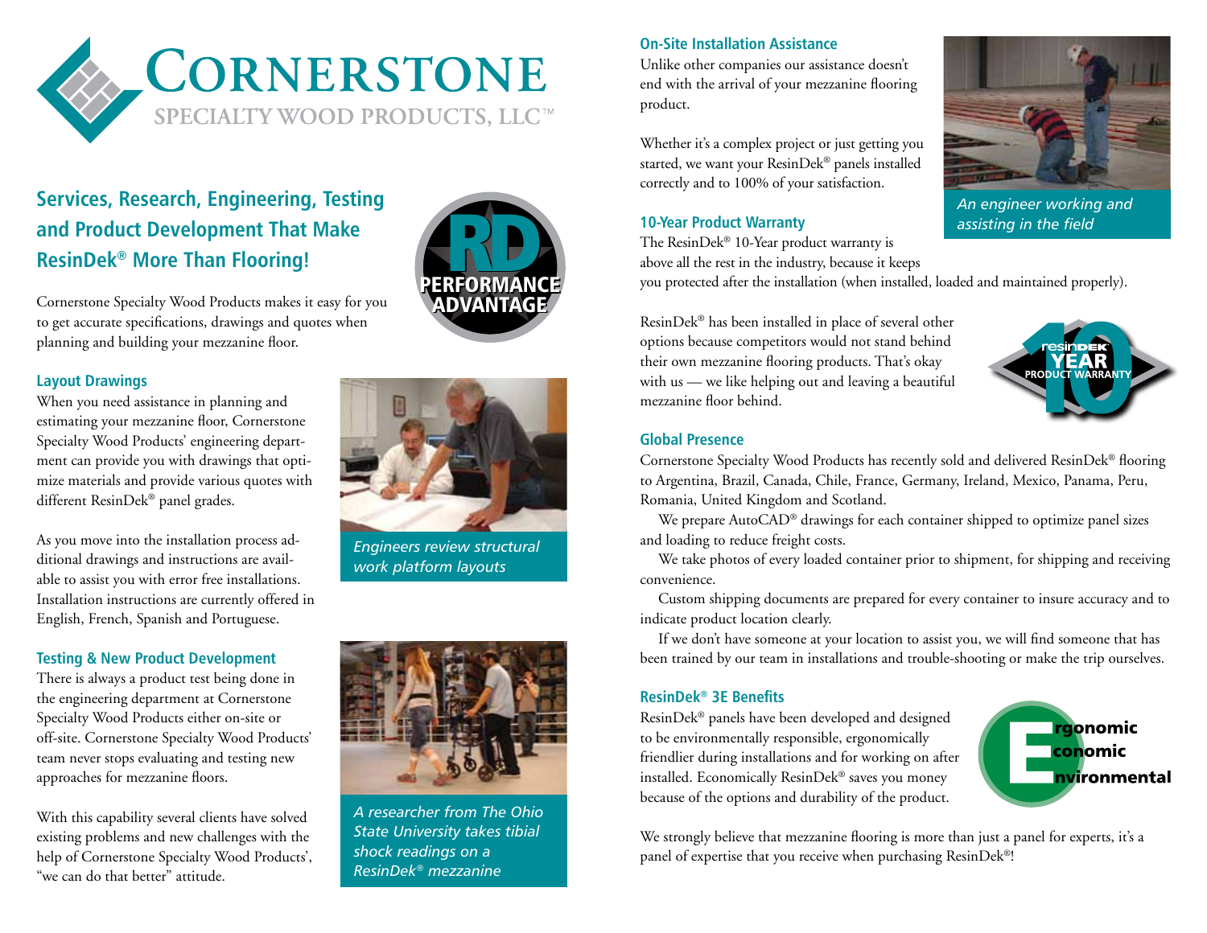# CORNERSTONE SPECIALTY WOOD PRODUCTS, LLC™

## Services, Research, Engineering, Testing and Product Development That Make ResinDek® More Than Flooring!

RD PERFORMANCE ADVANTAGE

Cornerstone Specialty Wood Products makes it easy for you to get accurate specifications, drawings and quotes when planning and building your mezzanine floor.

### Layout Drawings

When you need assistance in planning and estimating your mezzanine floor, Cornerstone Specialty Wood Products' engineering department can provide you with drawings that optimize materials and provide various quotes with different ResinDek® panel grades.

As you move into the installation process additional drawings and instructions are available to assist you with error free installations. Installation instructions are currently offered in English, French, Spanish and Portuguese.

*Engineers review structural work platform layouts*

### Testing & New Product Development

There is always a product test being done in the engineering department at Cornerstone Specialty Wood Products either on-site or off-site. Cornerstone Specialty Wood Products' team never stops evaluating and testing new approaches for mezzanine floors.

With this capability several clients have solved existing problems and new challenges with the help of Cornerstone Specialty Wood Products', "we can do that better" attitude.

*A researcher from The Ohio State University takes tibial shock readings on a ResinDek® mezzanine*

### On-Site Installation Assistance

Unlike other companies our assistance doesn't end with the arrival of your mezzanine flooring product.

Whether it's a complex project or just getting you started, we want your ResinDek® panels installed correctly and to 100% of your satisfaction.

*An engineer working and assisting in the field*

### 10-Year Product Warranty

The ResinDek® 10-Year product warranty is above all the rest in the industry, because it keeps you protected after the installation (when installed, loaded and maintained properly).

ResinDek® has been installed in place of several other options because competitors would not stand behind their own mezzanine flooring products. That's okay with us — we like helping out and leaving a beautiful mezzanine floor behind.

resinDEK 10 YEAR PRODUCT WARRANTY

### Global Presence

Cornerstone Specialty Wood Products has recently sold and delivered ResinDek® flooring to Argentina, Brazil, Canada, Chile, France, Germany, Ireland, Mexico, Panama, Peru, Romania, United Kingdom and Scotland.

We prepare AutoCAD® drawings for each container shipped to optimize panel sizes and loading to reduce freight costs.

We take photos of every loaded container prior to shipment, for shipping and receiving convenience.

Custom shipping documents are prepared for every container to insure accuracy and to indicate product location clearly.

If we don't have someone at your location to assist you, we will find someone that has been trained by our team in installations and trouble-shooting or make the trip ourselves.

### ResinDek® 3E Benefits

ResinDek® panels have been developed and designed to be environmentally responsible, ergonomically friendlier during installations and for working on after installed. Economically ResinDek® saves you money because of the options and durability of the product.

Ergonomic
Economic
Environmental

We strongly believe that mezzanine flooring is more than just a panel for experts, it's a panel of expertise that you receive when purchasing ResinDek®!